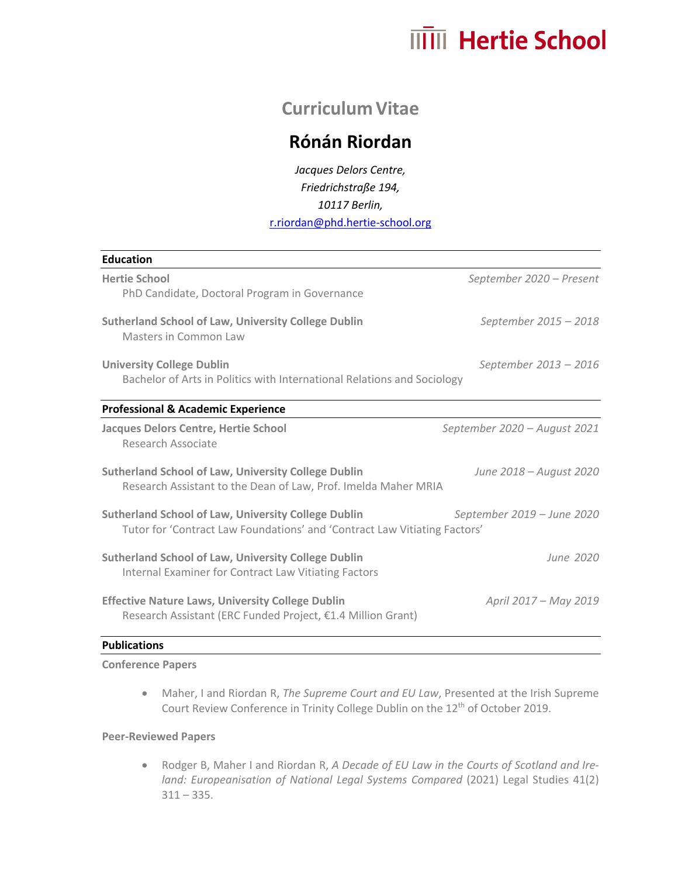Hertie School

# Curriculum Vitae

## Rónán Riordan

*Jacques Delors Centre,*
*Friedrichstraße 194,*
*10117 Berlin,*
r.riordan@phd.hertie-school.org

### Education

**Hertie School** — *September 2020 – Present*
PhD Candidate, Doctoral Program in Governance

**Sutherland School of Law, University College Dublin** — *September 2015 – 2018*
Masters in Common Law

**University College Dublin** — *September 2013 – 2016*
Bachelor of Arts in Politics with International Relations and Sociology

### Professional & Academic Experience

**Jacques Delors Centre, Hertie School** — *September 2020 – August 2021*
Research Associate

**Sutherland School of Law, University College Dublin** — *June 2018 – August 2020*
Research Assistant to the Dean of Law, Prof. Imelda Maher MRIA

**Sutherland School of Law, University College Dublin** — *September 2019 – June 2020*
Tutor for 'Contract Law Foundations' and 'Contract Law Vitiating Factors'

**Sutherland School of Law, University College Dublin** — *June 2020*
Internal Examiner for Contract Law Vitiating Factors

**Effective Nature Laws, University College Dublin** — *April 2017 – May 2019*
Research Assistant (ERC Funded Project, €1.4 Million Grant)

### Publications

**Conference Papers**

- Maher, I and Riordan R, *The Supreme Court and EU Law*, Presented at the Irish Supreme Court Review Conference in Trinity College Dublin on the 12th of October 2019.

**Peer-Reviewed Papers**

- Rodger B, Maher I and Riordan R, *A Decade of EU Law in the Courts of Scotland and Ireland: Europeanisation of National Legal Systems Compared* (2021) Legal Studies 41(2) 311 – 335.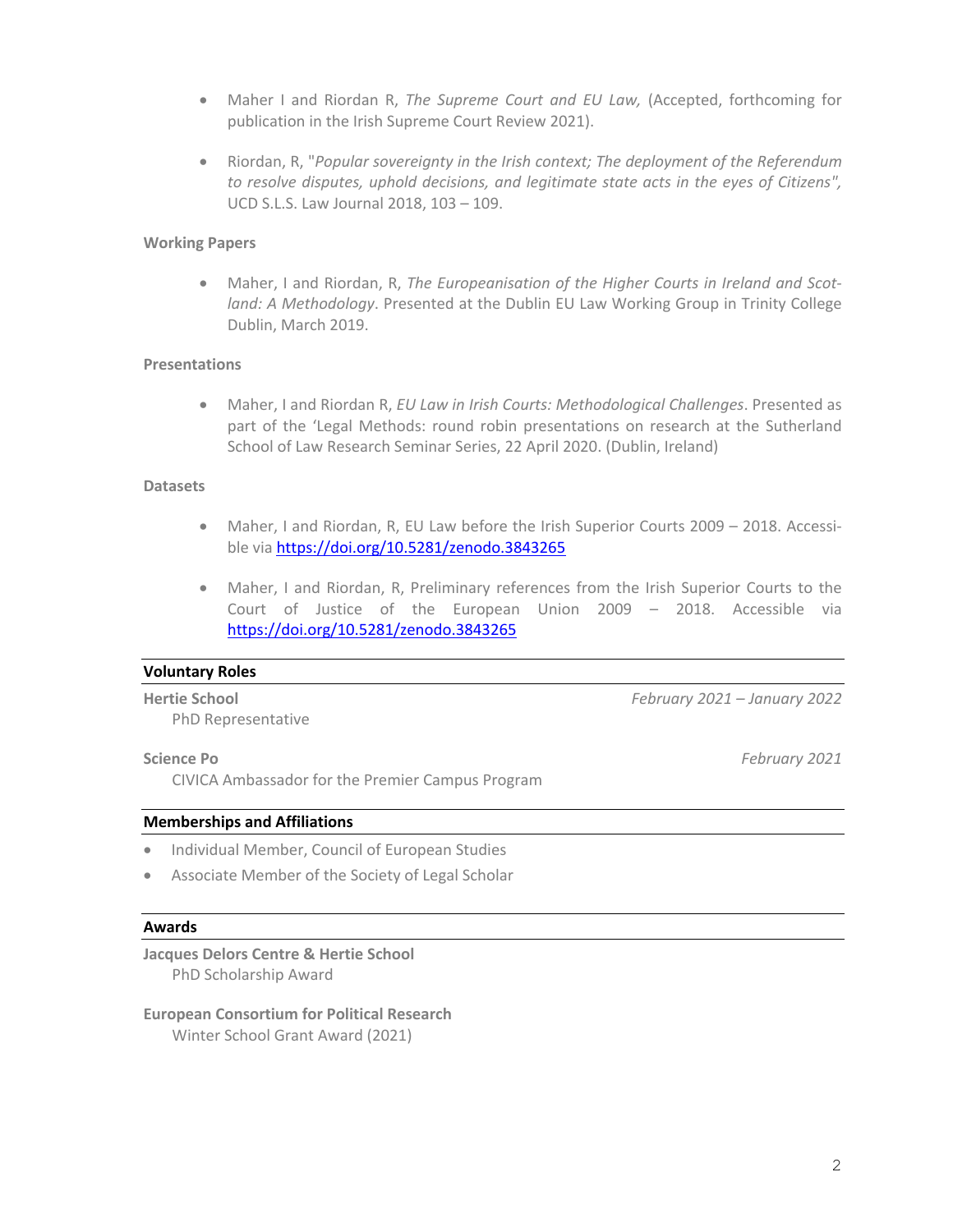- Maher I and Riordan R, *The Supreme Court and EU Law,* (Accepted, forthcoming for publication in the Irish Supreme Court Review 2021).

- Riordan, R, "*Popular sovereignty in the Irish context; The deployment of the Referendum to resolve disputes, uphold decisions, and legitimate state acts in the eyes of Citizens",* UCD S.L.S. Law Journal 2018, 103 – 109.

### Working Papers

- Maher, I and Riordan, R, *The Europeanisation of the Higher Courts in Ireland and Scotland: A Methodology*. Presented at the Dublin EU Law Working Group in Trinity College Dublin, March 2019.

### Presentations

- Maher, I and Riordan R, *EU Law in Irish Courts: Methodological Challenges*. Presented as part of the 'Legal Methods: round robin presentations on research at the Sutherland School of Law Research Seminar Series, 22 April 2020. (Dublin, Ireland)

### Datasets

- Maher, I and Riordan, R, EU Law before the Irish Superior Courts 2009 – 2018. Accessible via https://doi.org/10.5281/zenodo.3843265

- Maher, I and Riordan, R, Preliminary references from the Irish Superior Courts to the Court of Justice of the European Union 2009 – 2018. Accessible via https://doi.org/10.5281/zenodo.3843265

## Voluntary Roles

**Hertie School** *February 2021 – January 2022*
PhD Representative

**Science Po** *February 2021*
CIVICA Ambassador for the Premier Campus Program

## Memberships and Affiliations

- Individual Member, Council of European Studies
- Associate Member of the Society of Legal Scholar

## Awards

**Jacques Delors Centre & Hertie School**
PhD Scholarship Award

**European Consortium for Political Research**
Winter School Grant Award (2021)